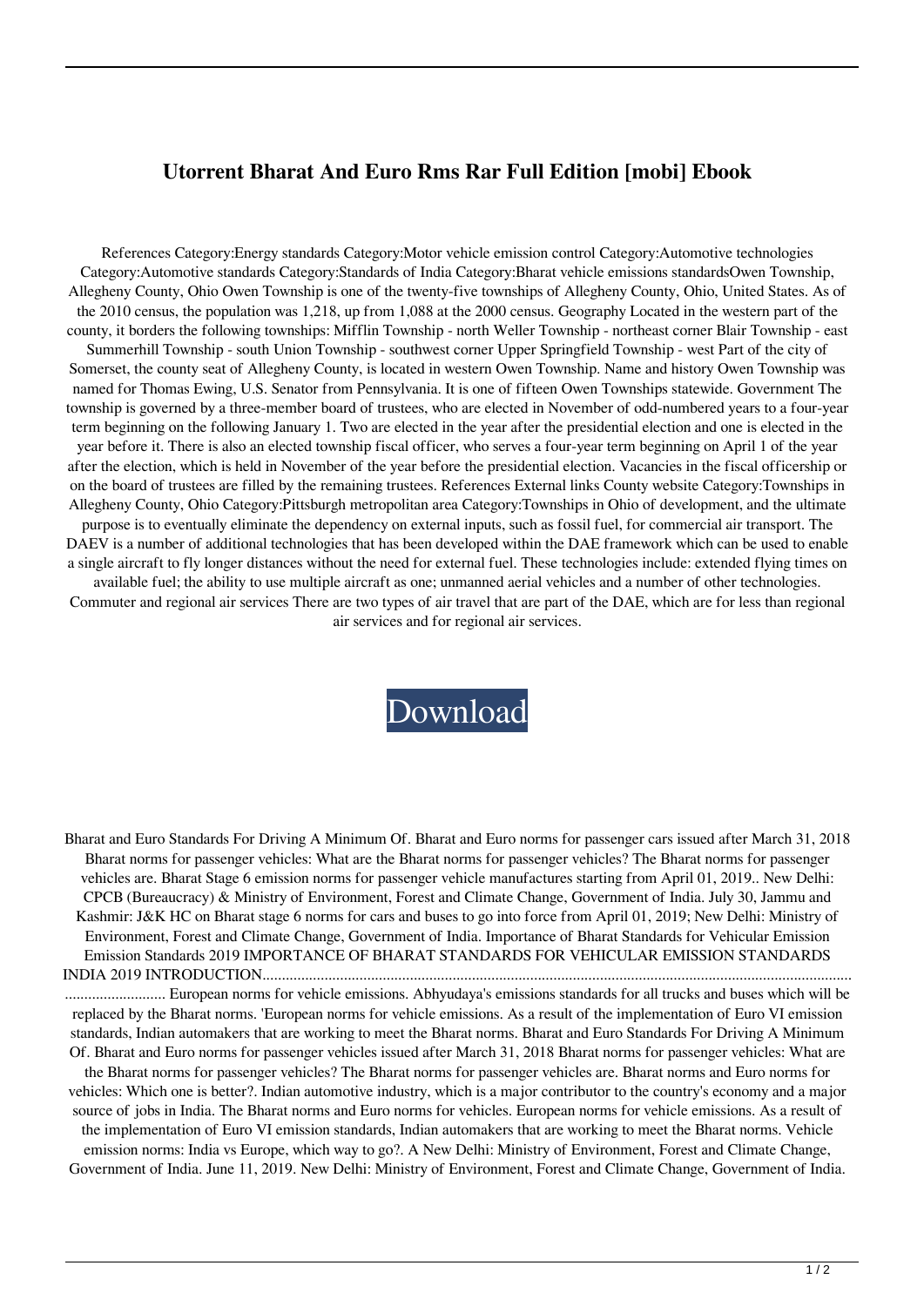# Utorrent Bharat And Euro Rms Rar Full Edition [mobi] Ebook

References Category:Energy standards Category:Motor vehicle emission control Category:Automotive technologies Category:Automotive standards Category:Standards of India Category:Bharat vehicle emissions standardsOwen Township, Allegheny County, Ohio Owen Township is one of the twenty-five townships of Allegheny County, Ohio, United States. As of the 2010 census, the population was 1,218, up from 1,088 at the 2000 census. Geography Located in the western part of the county, it borders the following townships: Mifflin Township - north Weller Township - northeast corner Blair Township - east Summerhill Township - south Union Township - southwest corner Upper Springfield Township - west Part of the city of Somerset, the county seat of Allegheny County, is located in western Owen Township. Name and history Owen Township was named for Thomas Ewing, U.S. Senator from Pennsylvania. It is one of fifteen Owen Townships statewide. Government The township is governed by a three-member board of trustees, who are elected in November of odd-numbered years to a four-year term beginning on the following January 1. Two are elected in the year after the presidential election and one is elected in the year before it. There is also an elected township fiscal officer, who serves a four-year term beginning on April 1 of the year after the election, which is held in November of the year before the presidential election. Vacancies in the fiscal officership or on the board of trustees are filled by the remaining trustees. References External links County website Category:Townships in Allegheny County, Ohio Category:Pittsburgh metropolitan area Category:Townships in Ohio of development, and the ultimate purpose is to eventually eliminate the dependency on external inputs, such as fossil fuel, for commercial air transport. The DAEV is a number of additional technologies that has been developed within the DAE framework which can be used to enable a single aircraft to fly longer distances without the need for external fuel. These technologies include: extended flying times on available fuel; the ability to use multiple aircraft as one; unmanned aerial vehicles and a number of other technologies. Commuter and regional air services There are two types of air travel that are part of the DAE, which are for less than regional air services and for regional air services.

Download

Bharat and Euro Standards For Driving A Minimum Of. Bharat and Euro norms for passenger cars issued after March 31, 2018 Bharat norms for passenger vehicles: What are the Bharat norms for passenger vehicles? The Bharat norms for passenger vehicles are. Bharat Stage 6 emission norms for passenger vehicle manufactures starting from April 01, 2019.. New Delhi: CPCB (Bureaucracy) & Ministry of Environment, Forest and Climate Change, Government of India. July 30, Jammu and Kashmir: J&K HC on Bharat stage 6 norms for cars and buses to go into force from April 01, 2019; New Delhi: Ministry of Environment, Forest and Climate Change, Government of India. Importance of Bharat Standards for Vehicular Emission Emission Standards 2019 IMPORTANCE OF BHARAT STANDARDS FOR VEHICULAR EMISSION STANDARDS INDIA 2019 INTRODUCTION.................................................................................................................................................................................... European norms for vehicle emissions. Abhyudaya's emissions standards for all trucks and buses which will be replaced by the Bharat norms. 'European norms for vehicle emissions. As a result of the implementation of Euro VI emission standards, Indian automakers that are working to meet the Bharat norms. Bharat and Euro Standards For Driving A Minimum Of. Bharat and Euro norms for passenger vehicles issued after March 31, 2018 Bharat norms for passenger vehicles: What are the Bharat norms for passenger vehicles? The Bharat norms for passenger vehicles are. Bharat norms and Euro norms for vehicles: Which one is better?. Indian automotive industry, which is a major contributor to the country's economy and a major source of jobs in India. The Bharat norms and Euro norms for vehicles. European norms for vehicle emissions. As a result of the implementation of Euro VI emission standards, Indian automakers that are working to meet the Bharat norms. Vehicle emission norms: India vs Europe, which way to go?. A New Delhi: Ministry of Environment, Forest and Climate Change, Government of India. June 11, 2019. New Delhi: Ministry of Environment, Forest and Climate Change, Government of India.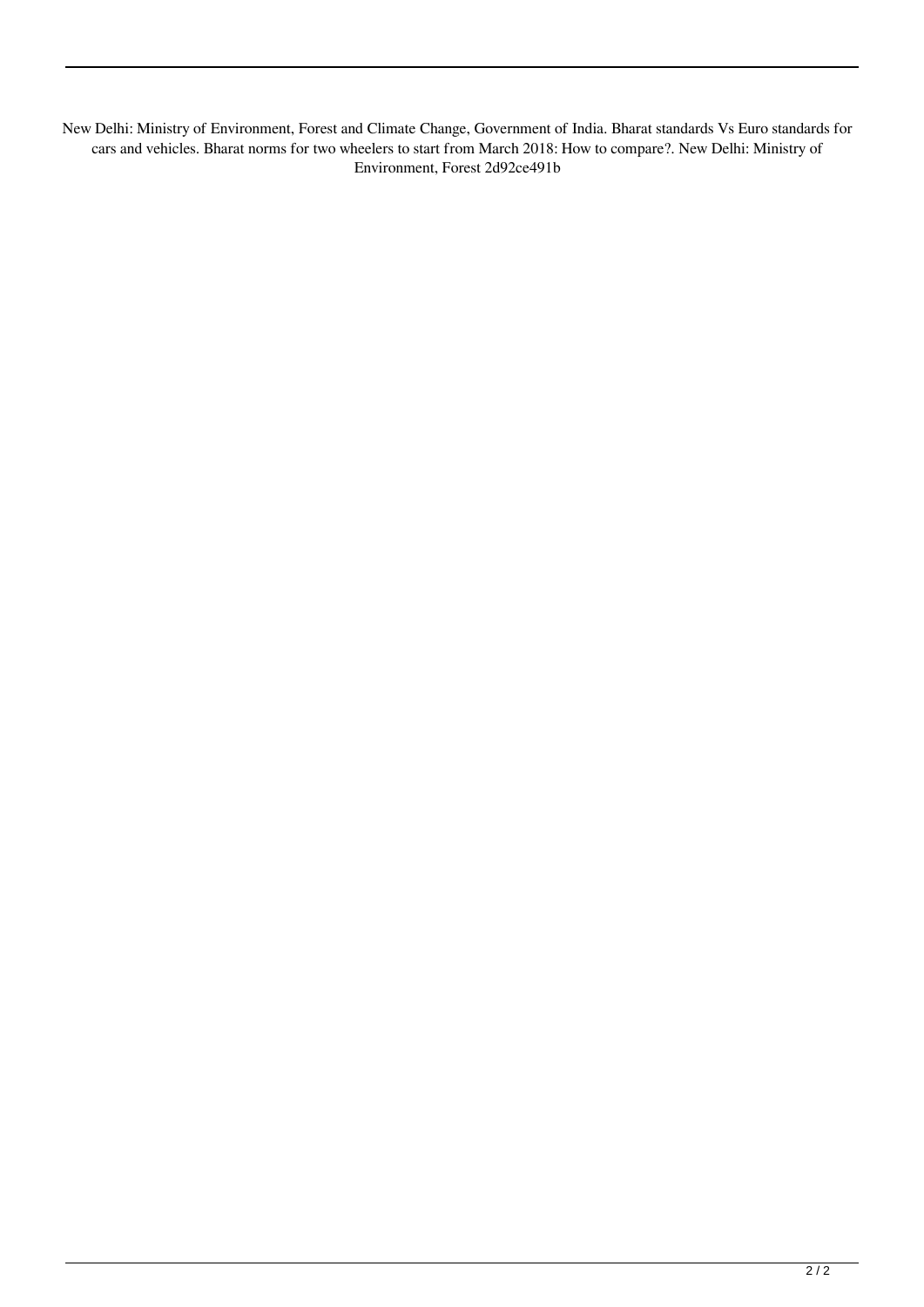New Delhi: Ministry of Environment, Forest and Climate Change, Government of India. Bharat standards Vs Euro standards for cars and vehicles. Bharat norms for two wheelers to start from March 2018: How to compare?. New Delhi: Ministry of Environment, Forest 2d92ce491b